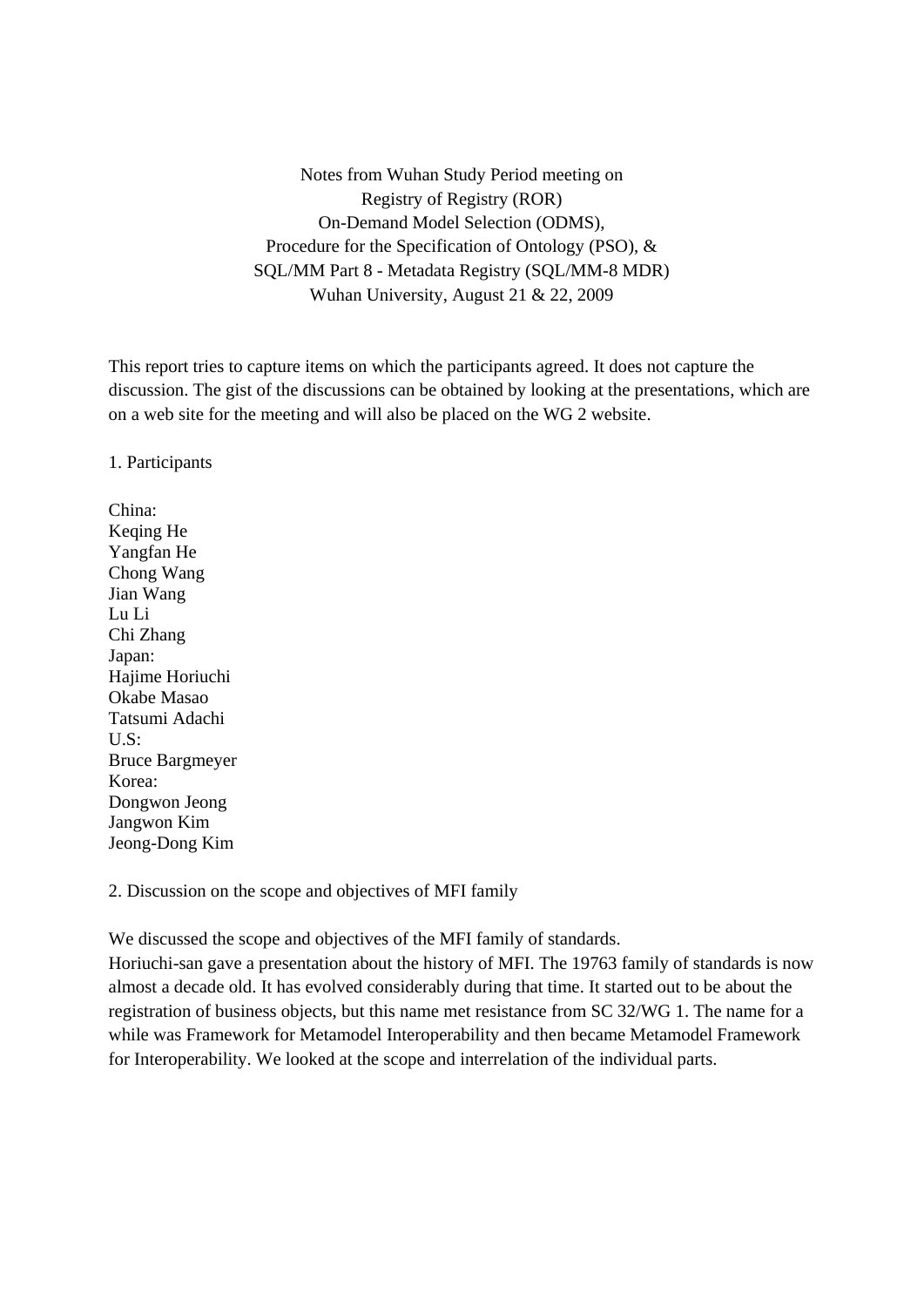Notes from Wuhan Study Period meeting on
Registry of Registry (ROR)
On-Demand Model Selection (ODMS),
Procedure for the Specification of Ontology (PSO), &
SQL/MM Part 8 - Metadata Registry (SQL/MM-8 MDR)
Wuhan University, August 21 & 22, 2009

This report tries to capture items on which the participants agreed. It does not capture the discussion. The gist of the discussions can be obtained by looking at the presentations, which are on a web site for the meeting and will also be placed on the WG 2 website.

1. Participants

China:
Keqing He
Yangfan He
Chong Wang
Jian Wang
Lu Li
Chi Zhang
Japan:
Hajime Horiuchi
Okabe Masao
Tatsumi Adachi
U.S:
Bruce Bargmeyer
Korea:
Dongwon Jeong
Jangwon Kim
Jeong-Dong Kim

2. Discussion on the scope and objectives of MFI family

We discussed the scope and objectives of the MFI family of standards.
Horiuchi-san gave a presentation about the history of MFI. The 19763 family of standards is now almost a decade old. It has evolved considerably during that time. It started out to be about the registration of business objects, but this name met resistance from SC 32/WG 1. The name for a while was Framework for Metamodel Interoperability and then became Metamodel Framework for Interoperability. We looked at the scope and interrelation of the individual parts.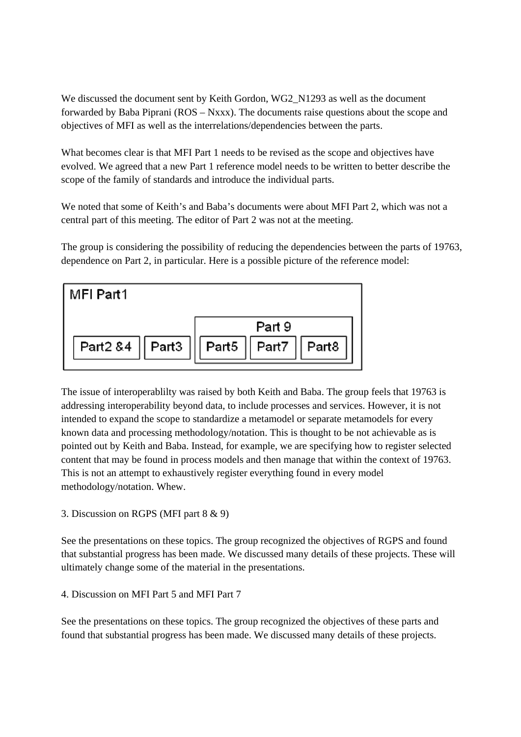We discussed the document sent by Keith Gordon, WG2_N1293 as well as the document forwarded by Baba Piprani (ROS – Nxxx). The documents raise questions about the scope and objectives of MFI as well as the interrelations/dependencies between the parts.

What becomes clear is that MFI Part 1 needs to be revised as the scope and objectives have evolved. We agreed that a new Part 1 reference model needs to be written to better describe the scope of the family of standards and introduce the individual parts.

We noted that some of Keith's and Baba's documents were about MFI Part 2, which was not a central part of this meeting. The editor of Part 2 was not at the meeting.

The group is considering the possibility of reducing the dependencies between the parts of 19763, dependence on Part 2, in particular. Here is a possible picture of the reference model:

MFI Part1

| Part2 &4 | Part3 | Part 9: Part5 | Part 9: Part7 | Part 9: Part8 |
|---|---|---|---|---|

The issue of interoperablilty was raised by both Keith and Baba. The group feels that 19763 is addressing interoperability beyond data, to include processes and services. However, it is not intended to expand the scope to standardize a metamodel or separate metamodels for every known data and processing methodology/notation. This is thought to be not achievable as is pointed out by Keith and Baba. Instead, for example, we are specifying how to register selected content that may be found in process models and then manage that within the context of 19763. This is not an attempt to exhaustively register everything found in every model methodology/notation. Whew.

3. Discussion on RGPS (MFI part 8 & 9)

See the presentations on these topics. The group recognized the objectives of RGPS and found that substantial progress has been made. We discussed many details of these projects. These will ultimately change some of the material in the presentations.

4. Discussion on MFI Part 5 and MFI Part 7

See the presentations on these topics. The group recognized the objectives of these parts and found that substantial progress has been made. We discussed many details of these projects.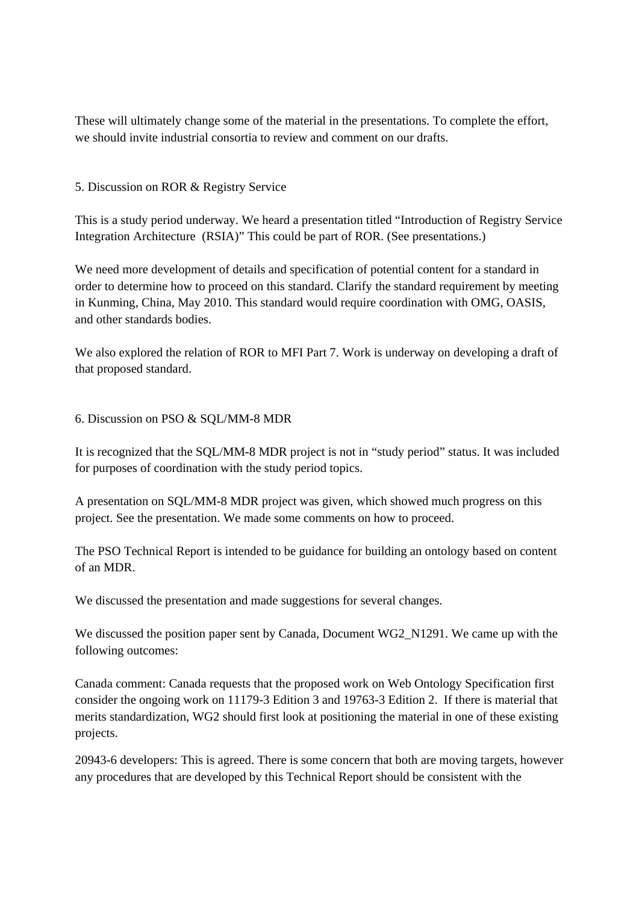These will ultimately change some of the material in the presentations. To complete the effort, we should invite industrial consortia to review and comment on our drafts.

## 5. Discussion on ROR & Registry Service

This is a study period underway. We heard a presentation titled "Introduction of Registry Service Integration Architecture (RSIA)" This could be part of ROR. (See presentations.)

We need more development of details and specification of potential content for a standard in order to determine how to proceed on this standard. Clarify the standard requirement by meeting in Kunming, China, May 2010. This standard would require coordination with OMG, OASIS, and other standards bodies.

We also explored the relation of ROR to MFI Part 7. Work is underway on developing a draft of that proposed standard.

## 6. Discussion on PSO & SQL/MM-8 MDR

It is recognized that the SQL/MM-8 MDR project is not in "study period" status. It was included for purposes of coordination with the study period topics.

A presentation on SQL/MM-8 MDR project was given, which showed much progress on this project. See the presentation. We made some comments on how to proceed.

The PSO Technical Report is intended to be guidance for building an ontology based on content of an MDR.

We discussed the presentation and made suggestions for several changes.

We discussed the position paper sent by Canada, Document WG2_N1291. We came up with the following outcomes:

Canada comment: Canada requests that the proposed work on Web Ontology Specification first consider the ongoing work on 11179-3 Edition 3 and 19763-3 Edition 2. If there is material that merits standardization, WG2 should first look at positioning the material in one of these existing projects.

20943-6 developers: This is agreed. There is some concern that both are moving targets, however any procedures that are developed by this Technical Report should be consistent with the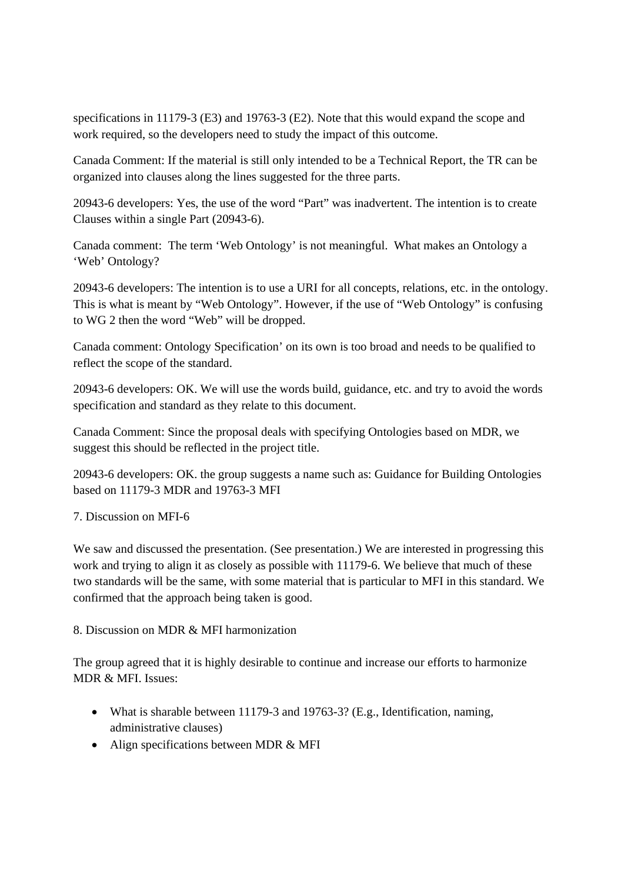specifications in 11179-3 (E3) and 19763-3 (E2). Note that this would expand the scope and work required, so the developers need to study the impact of this outcome.

Canada Comment: If the material is still only intended to be a Technical Report, the TR can be organized into clauses along the lines suggested for the three parts.

20943-6 developers: Yes, the use of the word "Part" was inadvertent. The intention is to create Clauses within a single Part (20943-6).

Canada comment: The term 'Web Ontology' is not meaningful. What makes an Ontology a 'Web' Ontology?

20943-6 developers: The intention is to use a URI for all concepts, relations, etc. in the ontology. This is what is meant by "Web Ontology". However, if the use of "Web Ontology" is confusing to WG 2 then the word "Web" will be dropped.

Canada comment: Ontology Specification' on its own is too broad and needs to be qualified to reflect the scope of the standard.

20943-6 developers: OK. We will use the words build, guidance, etc. and try to avoid the words specification and standard as they relate to this document.

Canada Comment: Since the proposal deals with specifying Ontologies based on MDR, we suggest this should be reflected in the project title.

20943-6 developers: OK. the group suggests a name such as: Guidance for Building Ontologies based on 11179-3 MDR and 19763-3 MFI

7. Discussion on MFI-6

We saw and discussed the presentation. (See presentation.) We are interested in progressing this work and trying to align it as closely as possible with 11179-6. We believe that much of these two standards will be the same, with some material that is particular to MFI in this standard. We confirmed that the approach being taken is good.

8. Discussion on MDR & MFI harmonization

The group agreed that it is highly desirable to continue and increase our efforts to harmonize MDR & MFI. Issues:

- What is sharable between 11179-3 and 19763-3? (E.g., Identification, naming, administrative clauses)
- Align specifications between MDR & MFI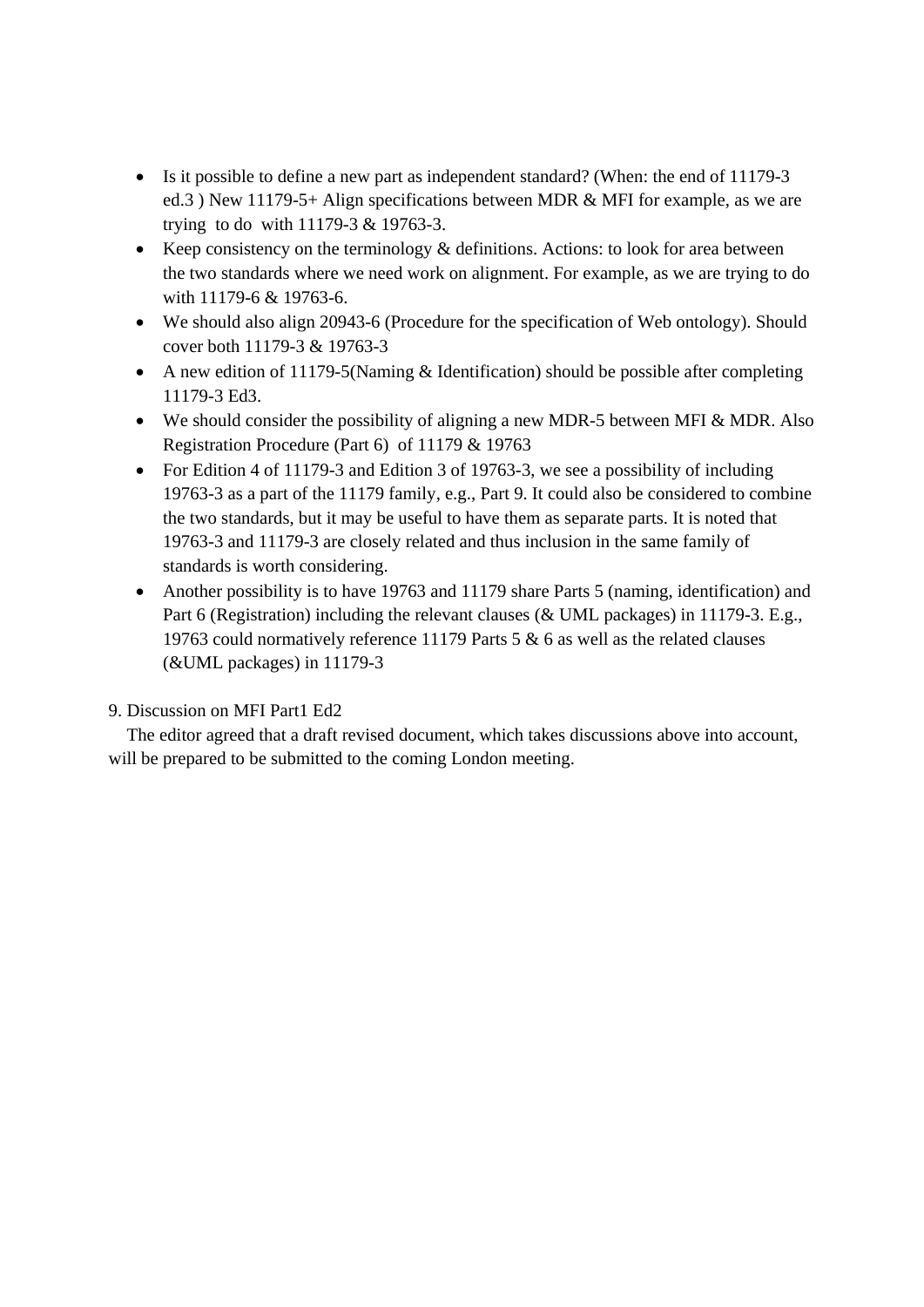- Is it possible to define a new part as independent standard? (When: the end of 11179-3 ed.3 ) New 11179-5+ Align specifications between MDR & MFI for example, as we are trying to do with 11179-3 & 19763-3.
- Keep consistency on the terminology & definitions. Actions: to look for area between the two standards where we need work on alignment. For example, as we are trying to do with 11179-6 & 19763-6.
- We should also align 20943-6 (Procedure for the specification of Web ontology). Should cover both 11179-3 & 19763-3
- A new edition of 11179-5(Naming & Identification) should be possible after completing 11179-3 Ed3.
- We should consider the possibility of aligning a new MDR-5 between MFI & MDR. Also Registration Procedure (Part 6) of 11179 & 19763
- For Edition 4 of 11179-3 and Edition 3 of 19763-3, we see a possibility of including 19763-3 as a part of the 11179 family, e.g., Part 9. It could also be considered to combine the two standards, but it may be useful to have them as separate parts. It is noted that 19763-3 and 11179-3 are closely related and thus inclusion in the same family of standards is worth considering.
- Another possibility is to have 19763 and 11179 share Parts 5 (naming, identification) and Part 6 (Registration) including the relevant clauses (& UML packages) in 11179-3. E.g., 19763 could normatively reference 11179 Parts 5 & 6 as well as the related clauses (&UML packages) in 11179-3

9. Discussion on MFI Part1 Ed2

The editor agreed that a draft revised document, which takes discussions above into account, will be prepared to be submitted to the coming London meeting.